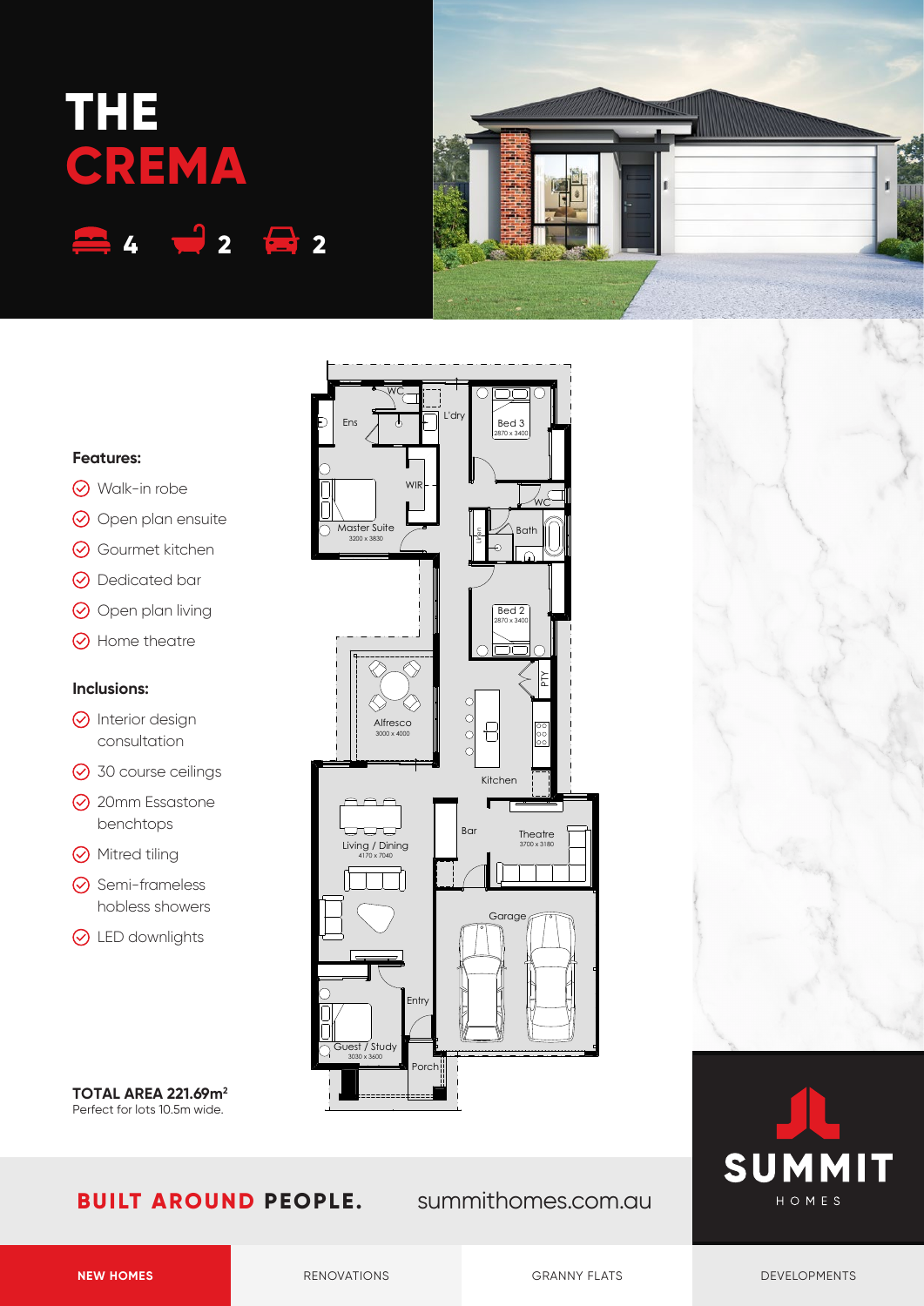# THE CREMA

4 | 2 | 2

**Features:**

- Walk-in robe
- Open plan ensuite
- Gourmet kitchen
- Dedicated bar
- Open plan living
- Home theatre

**Inclusions:**

- Interior design consultation
- 30 course ceilings
- 20mm Essastone benchtops
- Mitred tiling
- Semi-frameless hobless showers
- LED downlights

Ens, WC, L'dry, Bed 3 2870 x 3400, WIR, Master Suite 3200 x 3830, WC, Bath, Linen, Bed 2 2870 x 3400, PTY, Alfresco 3000 x 4000, Kitchen, Bar, Theatre 3700 x 3180, Living / Dining 4170 x 7040, Garage, Entry, Guest / Study 3030 x 3600, Porch

**TOTAL AREA 221.69m²**
Perfect for lots 10.5m wide.

**BUILT AROUND PEOPLE.** summithomes.com.au

SUMMIT HOMES

NEW HOMES | RENOVATIONS | GRANNY FLATS | DEVELOPMENTS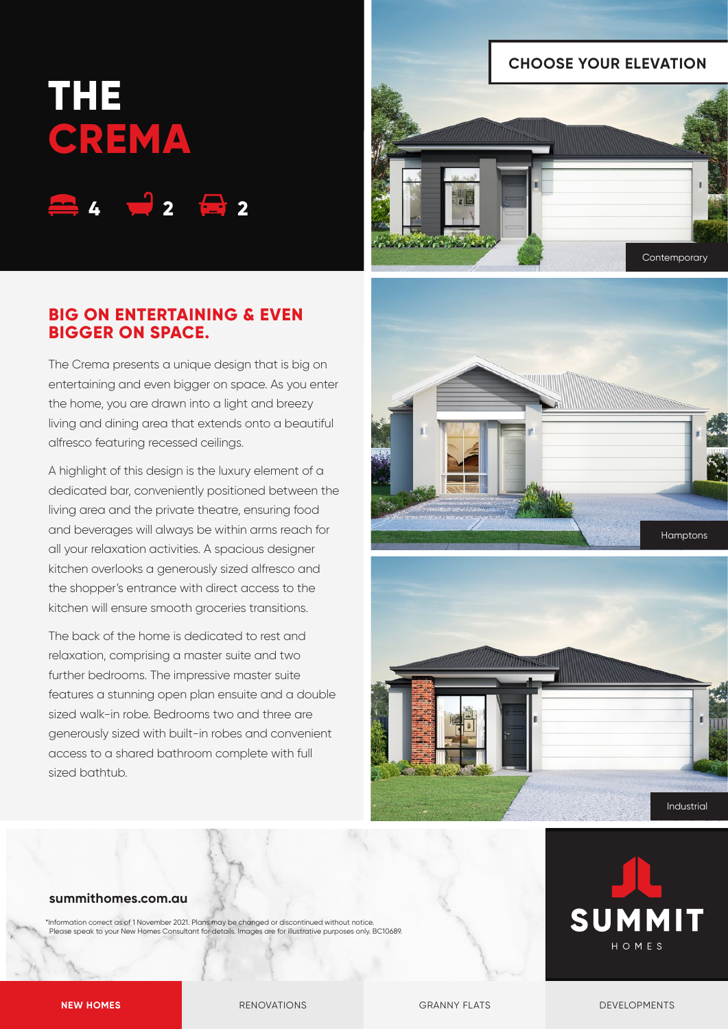# THE CREMA

4 2 2

## BIG ON ENTERTAINING & EVEN BIGGER ON SPACE.

The Crema presents a unique design that is big on entertaining and even bigger on space. As you enter the home, you are drawn into a light and breezy living and dining area that extends onto a beautiful alfresco featuring recessed ceilings.

A highlight of this design is the luxury element of a dedicated bar, conveniently positioned between the living area and the private theatre, ensuring food and beverages will always be within arms reach for all your relaxation activities. A spacious designer kitchen overlooks a generously sized alfresco and the shopper's entrance with direct access to the kitchen will ensure smooth groceries transitions.

The back of the home is dedicated to rest and relaxation, comprising a master suite and two further bedrooms. The impressive master suite features a stunning open plan ensuite and a double sized walk-in robe. Bedrooms two and three are generously sized with built-in robes and convenient access to a shared bathroom complete with full sized bathtub.

## CHOOSE YOUR ELEVATION

Contemporary

Hamptons

Industrial

**summithomes.com.au**

*Information correct as of 1 November 2021. Plans may be changed or discontinued without notice. Please speak to your New Homes Consultant for details. Images are for illustrative purposes only. BC10689.

SUMMIT HOMES

NEW HOMES | RENOVATIONS | GRANNY FLATS | DEVELOPMENTS